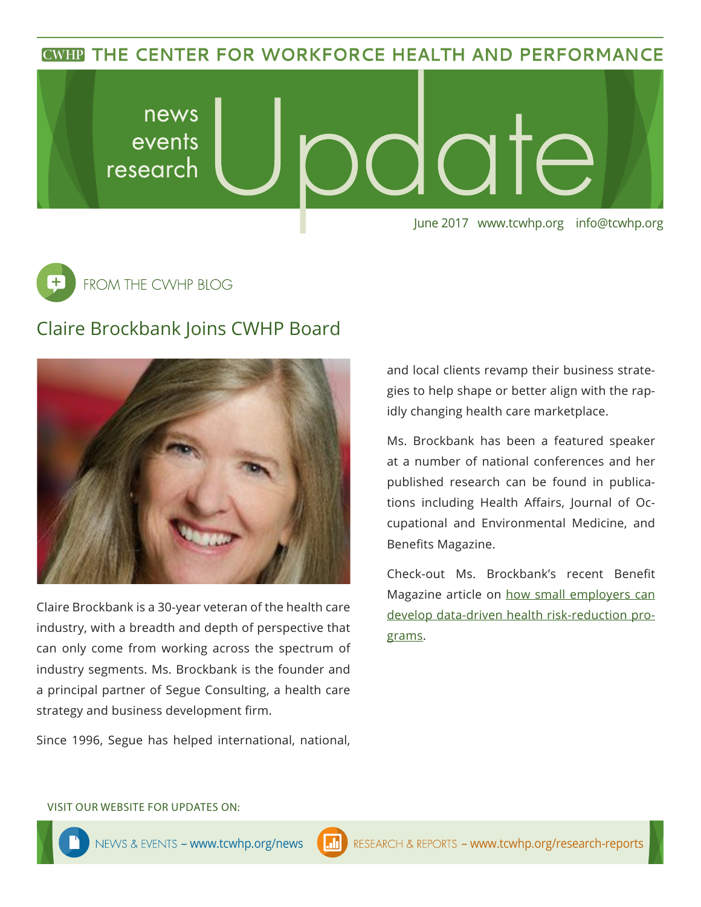CWHP THE CENTER FOR WORKFORCE HEALTH AND PERFORMANCE

# news events research Update

June 2017 www.tcwhp.org info@tcwhp.org

FROM THE CWHP BLOG

## Claire Brockbank Joins CWHP Board

Claire Brockbank is a 30-year veteran of the health care industry, with a breadth and depth of perspective that can only come from working across the spectrum of industry segments. Ms. Brockbank is the founder and a principal partner of Segue Consulting, a health care strategy and business development firm.

Since 1996, Segue has helped international, national, and local clients revamp their business strategies to help shape or better align with the rapidly changing health care marketplace.

Ms. Brockbank has been a featured speaker at a number of national conferences and her published research can be found in publications including Health Affairs, Journal of Occupational and Environmental Medicine, and Benefits Magazine.

Check-out Ms. Brockbank's recent Benefit Magazine article on how small employers can develop data-driven health risk-reduction programs.

VISIT OUR WEBSITE FOR UPDATES ON:

NEWS & EVENTS – www.tcwhp.org/news

RESEARCH & REPORTS – www.tcwhp.org/research-reports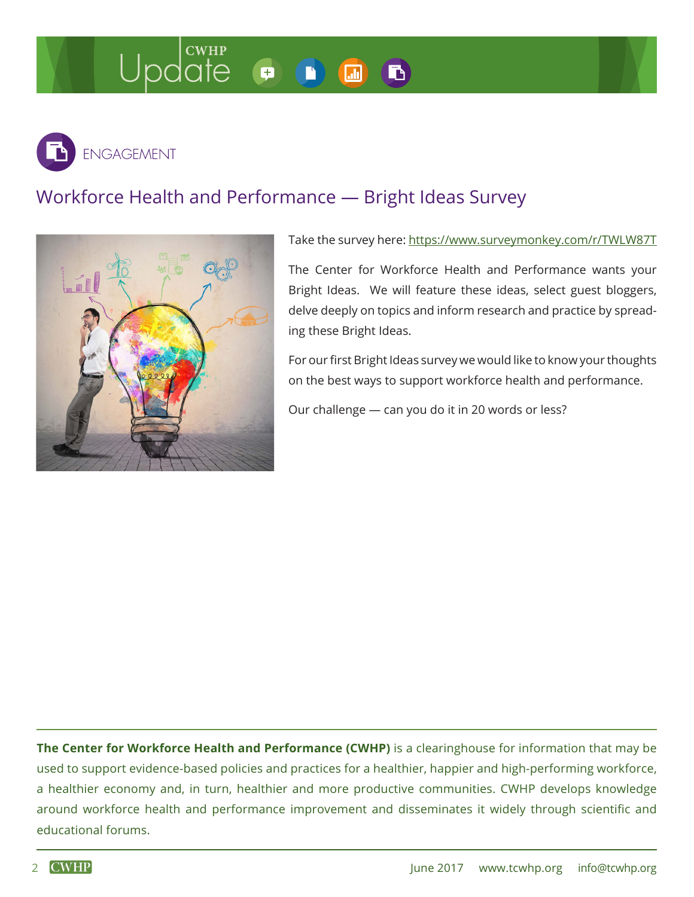## ENGAGEMENT

# Workforce Health and Performance — Bright Ideas Survey

Take the survey here: https://www.surveymonkey.com/r/TWLW87T

The Center for Workforce Health and Performance wants your Bright Ideas. We will feature these ideas, select guest bloggers, delve deeply on topics and inform research and practice by spreading these Bright Ideas.

For our first Bright Ideas survey we would like to know your thoughts on the best ways to support workforce health and performance.

Our challenge — can you do it in 20 words or less?

**The Center for Workforce Health and Performance (CWHP)** is a clearinghouse for information that may be used to support evidence-based policies and practices for a healthier, happier and high-performing workforce, a healthier economy and, in turn, healthier and more productive communities. CWHP develops knowledge around workforce health and performance improvement and disseminates it widely through scientific and educational forums.